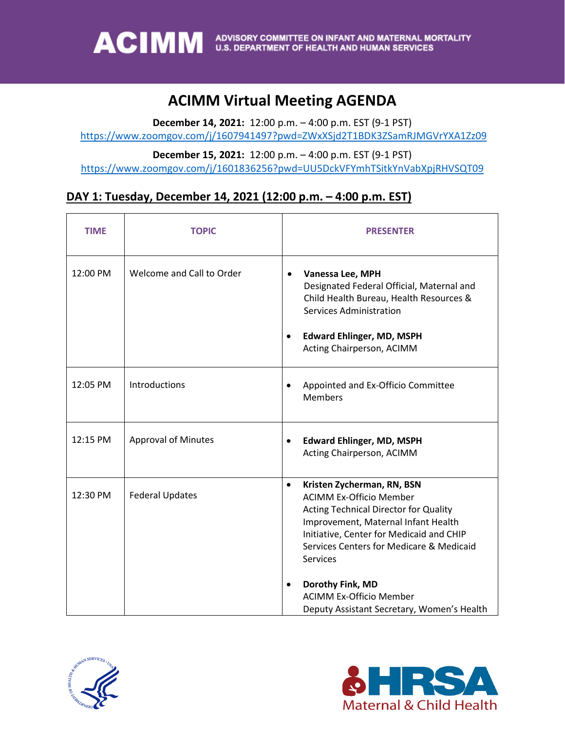**ACIMM** ADVISORY COMMITTEE ON INFANT AND MATERNAL MORTALITY
U.S. DEPARTMENT OF HEALTH AND HUMAN SERVICES

# ACIMM Virtual Meeting AGENDA

**December 14, 2021:** 12:00 p.m. – 4:00 p.m. EST (9-1 PST)
https://www.zoomgov.com/j/1607941497?pwd=ZWxXSjd2T1BDK3ZSamRJMGVrYXA1Zz09

**December 15, 2021:** 12:00 p.m. – 4:00 p.m. EST (9-1 PST)
https://www.zoomgov.com/j/1601836256?pwd=UU5DckVFYmhTSitkYnVabXpjRHVSQT09

## DAY 1: Tuesday, December 14, 2021 (12:00 p.m. – 4:00 p.m. EST)

| TIME | TOPIC | PRESENTER |
|---|---|---|
| 12:00 PM | Welcome and Call to Order | • **Vanessa Lee, MPH** Designated Federal Official, Maternal and Child Health Bureau, Health Resources & Services Administration<br>• **Edward Ehlinger, MD, MSPH** Acting Chairperson, ACIMM |
| 12:05 PM | Introductions | • Appointed and Ex-Officio Committee Members |
| 12:15 PM | Approval of Minutes | • **Edward Ehlinger, MD, MSPH** Acting Chairperson, ACIMM |
| 12:30 PM | Federal Updates | • **Kristen Zycherman, RN, BSN** ACIMM Ex-Officio Member Acting Technical Director for Quality Improvement, Maternal Infant Health Initiative, Center for Medicaid and CHIP Services Centers for Medicare & Medicaid Services<br>• **Dorothy Fink, MD** ACIMM Ex-Officio Member Deputy Assistant Secretary, Women's Health |

HRSA Maternal & Child Health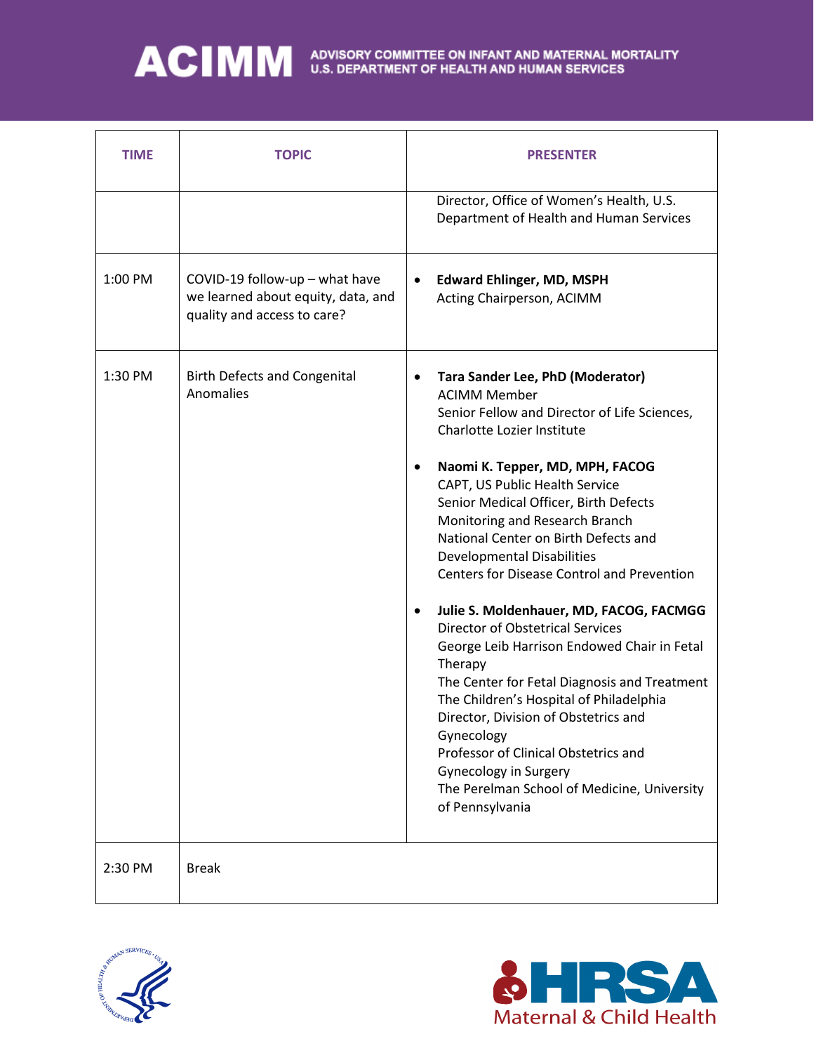| TIME | TOPIC | PRESENTER |
|---|---|---|
| | | Director, Office of Women's Health, U.S. Department of Health and Human Services |
| 1:00 PM | COVID-19 follow-up – what have we learned about equity, data, and quality and access to care? | • **Edward Ehlinger, MD, MSPH**<br>Acting Chairperson, ACIMM |
| 1:30 PM | Birth Defects and Congenital Anomalies | • **Tara Sander Lee, PhD (Moderator)**<br>ACIMM Member<br>Senior Fellow and Director of Life Sciences, Charlotte Lozier Institute<br><br>• **Naomi K. Tepper, MD, MPH, FACOG**<br>CAPT, US Public Health Service<br>Senior Medical Officer, Birth Defects Monitoring and Research Branch<br>National Center on Birth Defects and Developmental Disabilities<br>Centers for Disease Control and Prevention<br><br>• **Julie S. Moldenhauer, MD, FACOG, FACMGG**<br>Director of Obstetrical Services<br>George Leib Harrison Endowed Chair in Fetal Therapy<br>The Center for Fetal Diagnosis and Treatment<br>The Children's Hospital of Philadelphia<br>Director, Division of Obstetrics and Gynecology<br>Professor of Clinical Obstetrics and Gynecology in Surgery<br>The Perelman School of Medicine, University of Pennsylvania |
| 2:30 PM | Break | |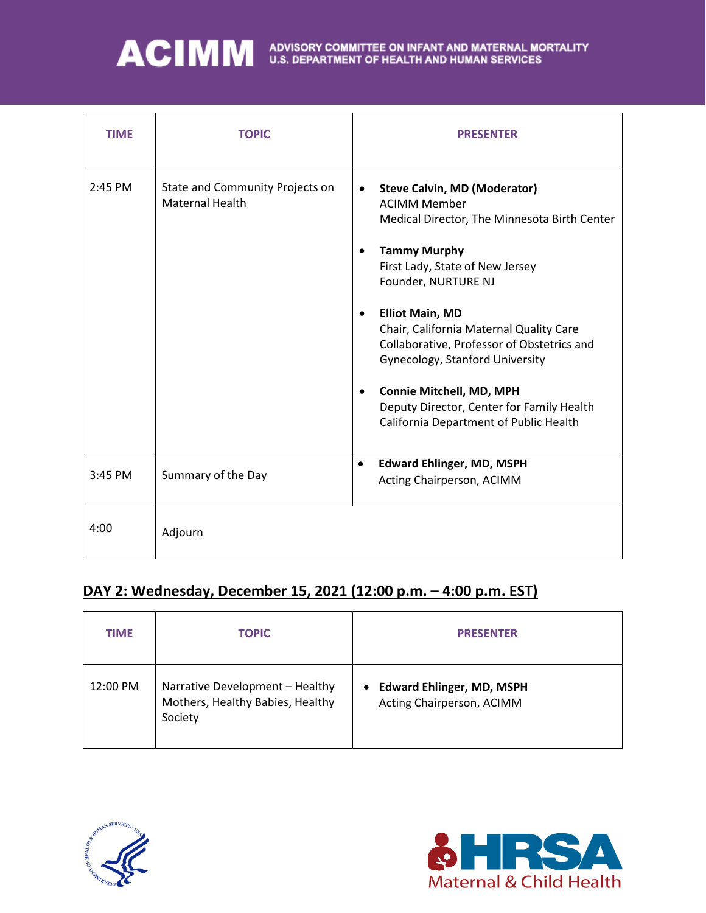| TIME | TOPIC | PRESENTER |
|---|---|---|
| 2:45 PM | State and Community Projects on Maternal Health | • **Steve Calvin, MD (Moderator)** ACIMM Member Medical Director, The Minnesota Birth Center<br>• **Tammy Murphy** First Lady, State of New Jersey Founder, NURTURE NJ<br>• **Elliot Main, MD** Chair, California Maternal Quality Care Collaborative, Professor of Obstetrics and Gynecology, Stanford University<br>• **Connie Mitchell, MD, MPH** Deputy Director, Center for Family Health California Department of Public Health |
| 3:45 PM | Summary of the Day | • **Edward Ehlinger, MD, MSPH** Acting Chairperson, ACIMM |
| 4:00 | Adjourn | |

## DAY 2: Wednesday, December 15, 2021 (12:00 p.m. – 4:00 p.m. EST)

| TIME | TOPIC | PRESENTER |
|---|---|---|
| 12:00 PM | Narrative Development – Healthy Mothers, Healthy Babies, Healthy Society | • **Edward Ehlinger, MD, MSPH** Acting Chairperson, ACIMM |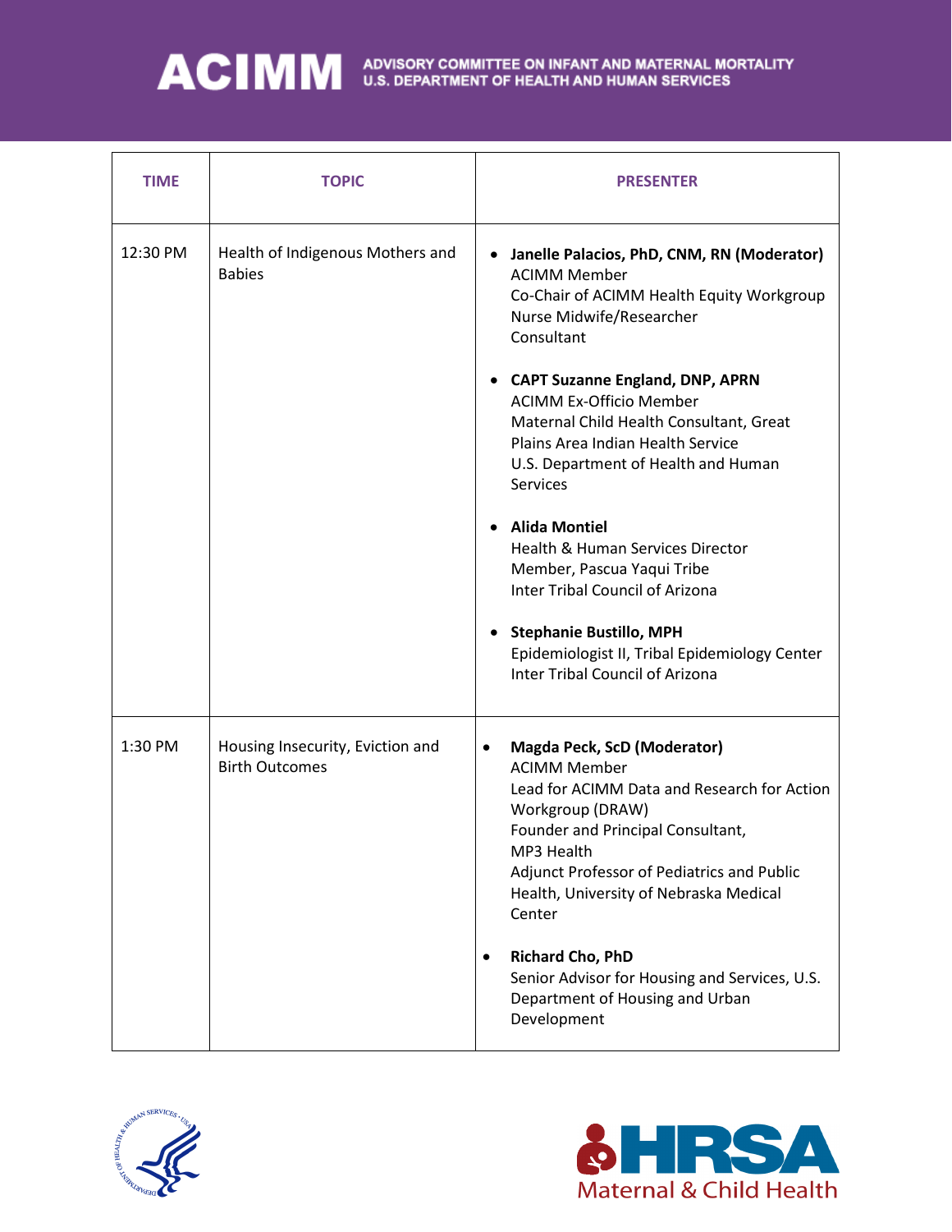| TIME | TOPIC | PRESENTER |
| --- | --- | --- |
| 12:30 PM | Health of Indigenous Mothers and Babies | • **Janelle Palacios, PhD, CNM, RN (Moderator)**<br>ACIMM Member<br>Co-Chair of ACIMM Health Equity Workgroup<br>Nurse Midwife/Researcher<br>Consultant<br><br>• **CAPT Suzanne England, DNP, APRN**<br>ACIMM Ex-Officio Member<br>Maternal Child Health Consultant, Great Plains Area Indian Health Service<br>U.S. Department of Health and Human Services<br><br>• **Alida Montiel**<br>Health & Human Services Director<br>Member, Pascua Yaqui Tribe<br>Inter Tribal Council of Arizona<br><br>• **Stephanie Bustillo, MPH**<br>Epidemiologist II, Tribal Epidemiology Center<br>Inter Tribal Council of Arizona |
| 1:30 PM | Housing Insecurity, Eviction and Birth Outcomes | • **Magda Peck, ScD (Moderator)**<br>ACIMM Member<br>Lead for ACIMM Data and Research for Action Workgroup (DRAW)<br>Founder and Principal Consultant, MP3 Health<br>Adjunct Professor of Pediatrics and Public Health, University of Nebraska Medical Center<br><br>• **Richard Cho, PhD**<br>Senior Advisor for Housing and Services, U.S. Department of Housing and Urban Development |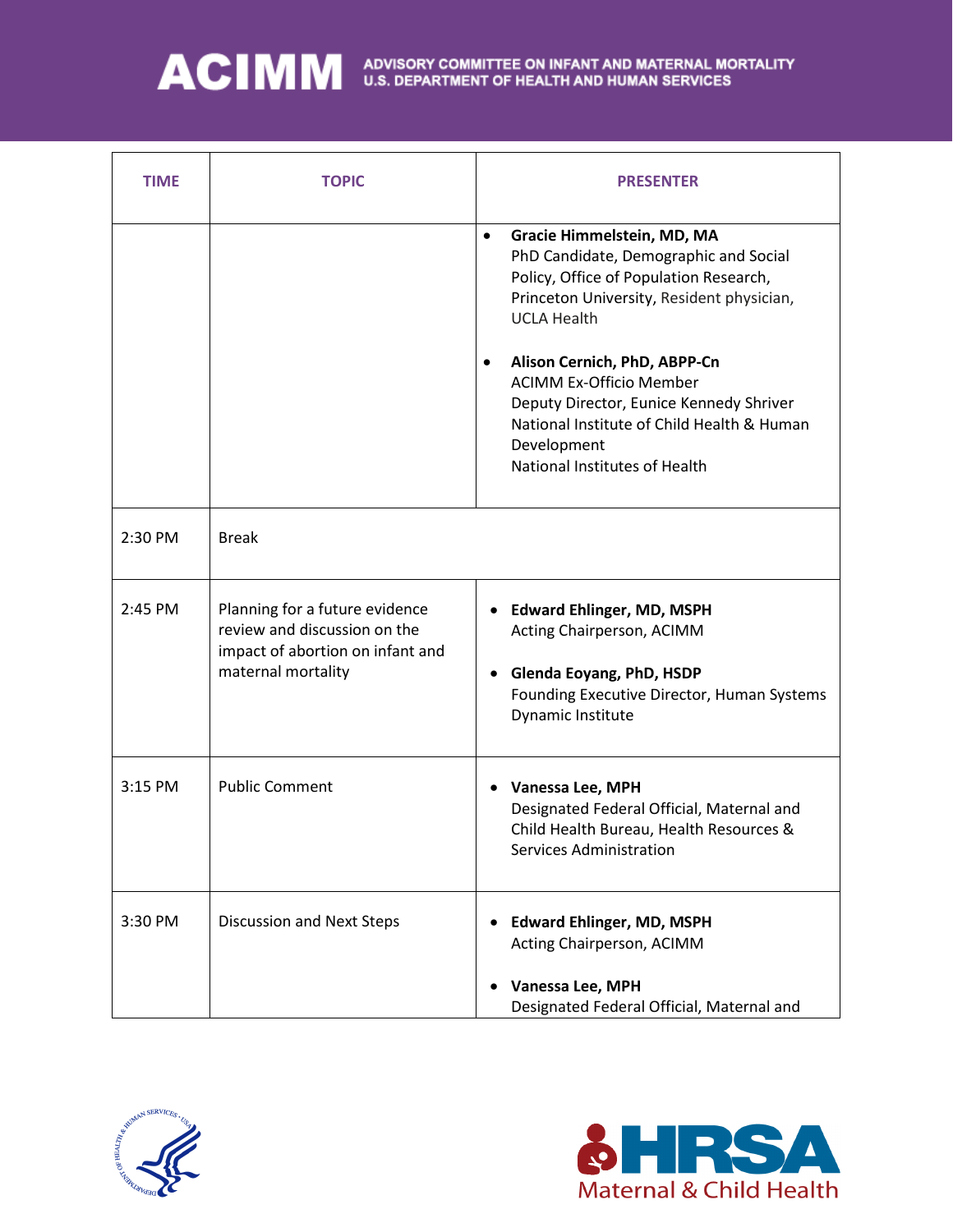| TIME | TOPIC | PRESENTER |
| --- | --- | --- |
| | | • **Gracie Himmelstein, MD, MA** PhD Candidate, Demographic and Social Policy, Office of Population Research, Princeton University, Resident physician, UCLA Health<br><br>• **Alison Cernich, PhD, ABPP-Cn** ACIMM Ex-Officio Member Deputy Director, Eunice Kennedy Shriver National Institute of Child Health & Human Development National Institutes of Health |
| 2:30 PM | Break | |
| 2:45 PM | Planning for a future evidence review and discussion on the impact of abortion on infant and maternal mortality | • **Edward Ehlinger, MD, MSPH** Acting Chairperson, ACIMM<br><br>• **Glenda Eoyang, PhD, HSDP** Founding Executive Director, Human Systems Dynamic Institute |
| 3:15 PM | Public Comment | • **Vanessa Lee, MPH** Designated Federal Official, Maternal and Child Health Bureau, Health Resources & Services Administration |
| 3:30 PM | Discussion and Next Steps | • **Edward Ehlinger, MD, MSPH** Acting Chairperson, ACIMM<br><br>• **Vanessa Lee, MPH** Designated Federal Official, Maternal and |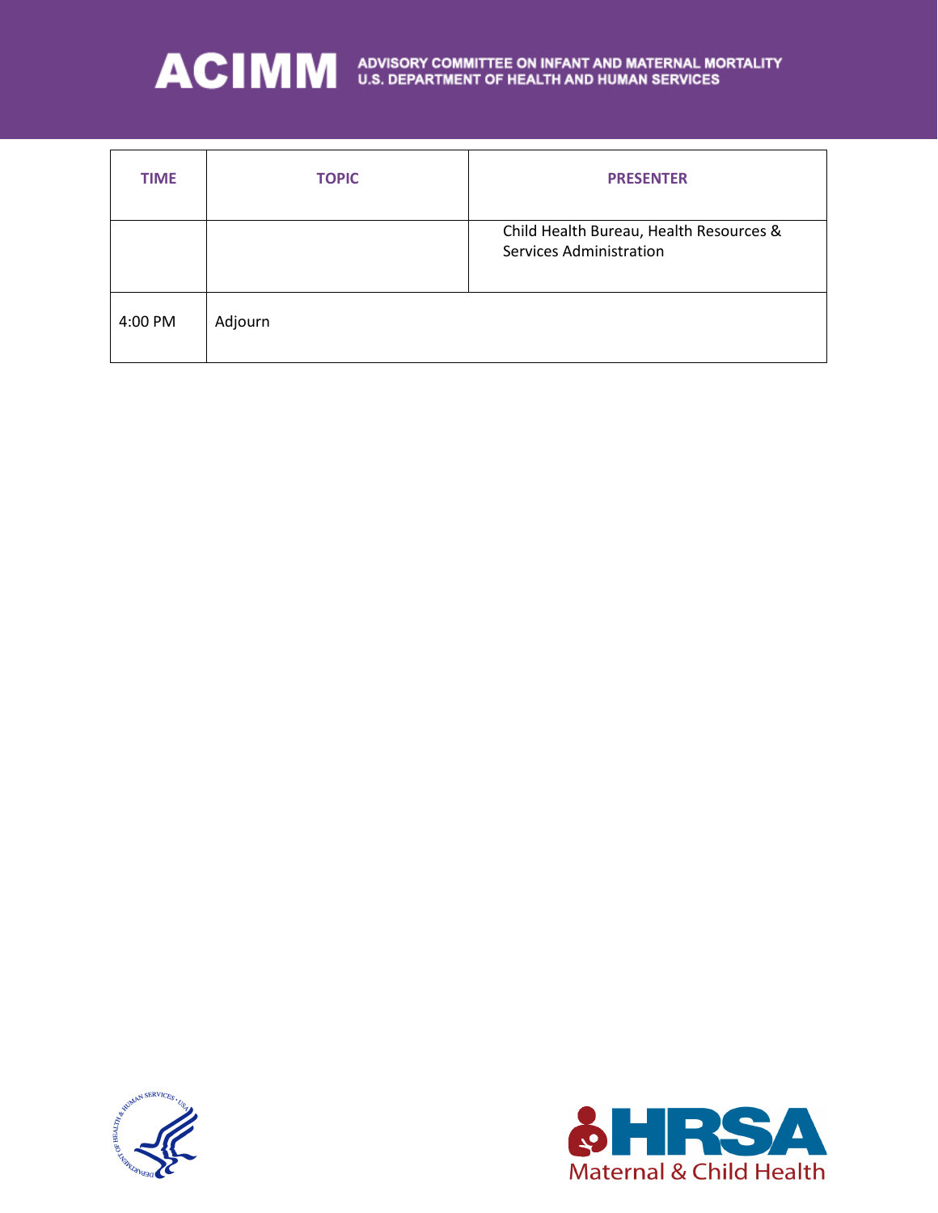| TIME | TOPIC | PRESENTER |
|---|---|---|
| | | Child Health Bureau, Health Resources & Services Administration |
| 4:00 PM | Adjourn | |